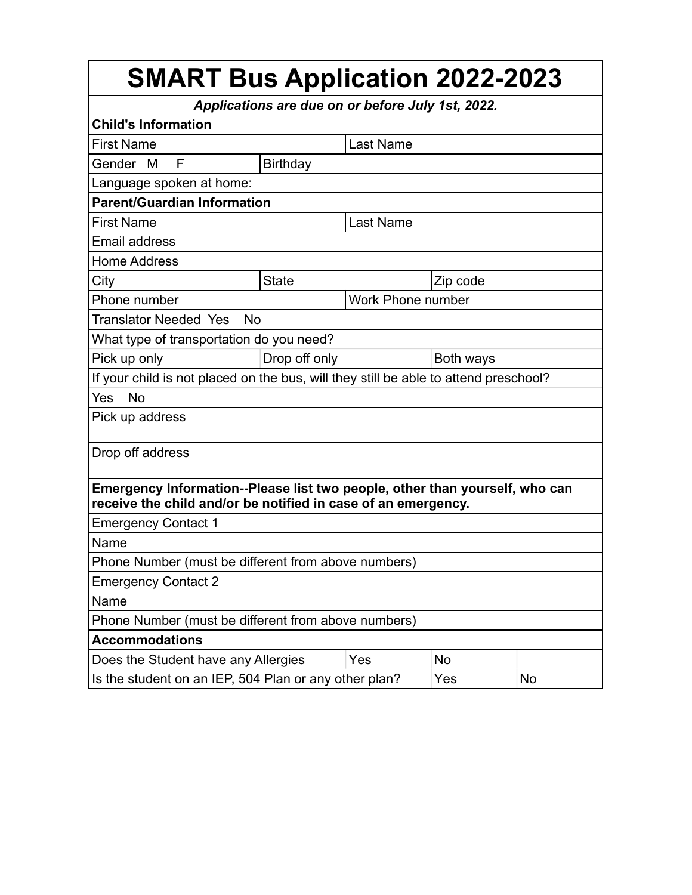# SMART Bus Application 2022-2023

***Applications are due on or before July 1st, 2022.***

| **Child's Information** | | | | |
|---|---|---|---|---|
| First Name | | Last Name | | |
| Gender M F | Birthday | | | |
| Language spoken at home: | | | | |
| **Parent/Guardian Information** | | | | |
| First Name | | Last Name | | |
| Email address | | | | |
| Home Address | | | | |
| City | State | | Zip code | |
| Phone number | | Work Phone number | | |
| Translator Needed Yes No | | | | |
| What type of transportation do you need? | | | | |
| Pick up only | Drop off only | | Both ways | |
| If your child is not placed on the bus, will they still be able to attend preschool? | | | | |
| Yes No | | | | |
| Pick up address | | | | |
| Drop off address | | | | |
| **Emergency Information--Please list two people, other than yourself, who can receive the child and/or be notified in case of an emergency.** | | | | |
| Emergency Contact 1 | | | | |
| Name | | | | |
| Phone Number (must be different from above numbers) | | | | |
| Emergency Contact 2 | | | | |
| Name | | | | |
| Phone Number (must be different from above numbers) | | | | |
| **Accommodations** | | | | |
| Does the Student have any Allergies | | Yes | No | |
| Is the student on an IEP, 504 Plan or any other plan? | | | Yes | No |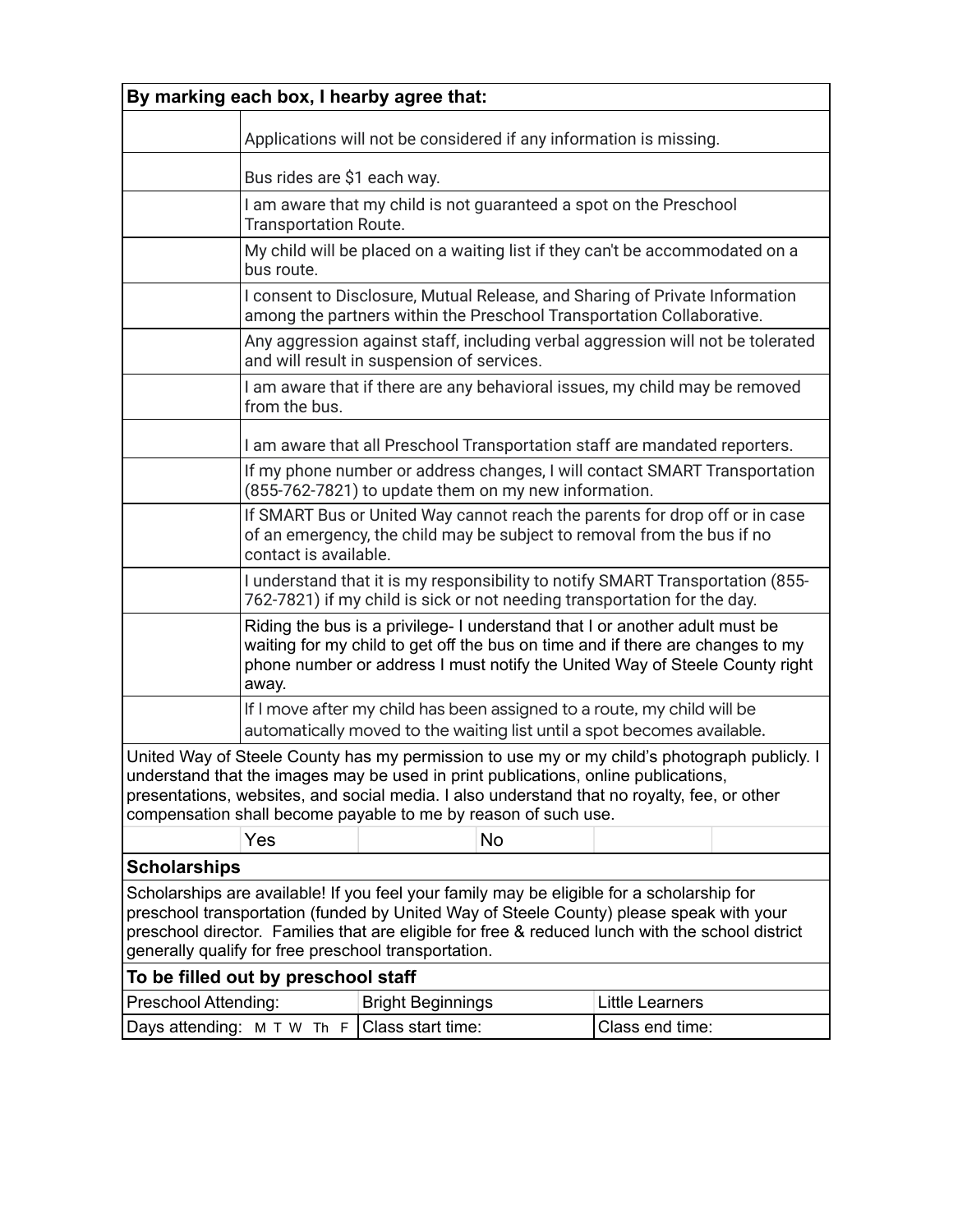| By marking each box, I hearby agree that: | |
|---|---|
| | Applications will not be considered if any information is missing. |
| | Bus rides are $1 each way. |
| | I am aware that my child is not guaranteed a spot on the Preschool Transportation Route. |
| | My child will be placed on a waiting list if they can't be accommodated on a bus route. |
| | I consent to Disclosure, Mutual Release, and Sharing of Private Information among the partners within the Preschool Transportation Collaborative. |
| | Any aggression against staff, including verbal aggression will not be tolerated and will result in suspension of services. |
| | I am aware that if there are any behavioral issues, my child may be removed from the bus. |
| | I am aware that all Preschool Transportation staff are mandated reporters. |
| | If my phone number or address changes, I will contact SMART Transportation (855-762-7821) to update them on my new information. |
| | If SMART Bus or United Way cannot reach the parents for drop off or in case of an emergency, the child may be subject to removal from the bus if no contact is available. |
| | I understand that it is my responsibility to notify SMART Transportation (855-762-7821) if my child is sick or not needing transportation for the day. |
| | Riding the bus is a privilege- I understand that I or another adult must be waiting for my child to get off the bus on time and if there are changes to my phone number or address I must notify the United Way of Steele County right away. |
| | If I move after my child has been assigned to a route, my child will be automatically moved to the waiting list until a spot becomes available. |

United Way of Steele County has my permission to use my or my child's photograph publicly. I understand that the images may be used in print publications, online publications, presentations, websites, and social media. I also understand that no royalty, fee, or other compensation shall become payable to me by reason of such use.

| | | | | | |
|---|---|---|---|---|---|
| | Yes | | No | | |

## Scholarships

Scholarships are available! If you feel your family may be eligible for a scholarship for preschool transportation (funded by United Way of Steele County) please speak with your preschool director. Families that are eligible for free & reduced lunch with the school district generally qualify for free preschool transportation.

## To be filled out by preschool staff

| | | |
|---|---|---|
| Preschool Attending: | Bright Beginnings | Little Learners |
| Days attending: M T W Th F | Class start time: | Class end time: |